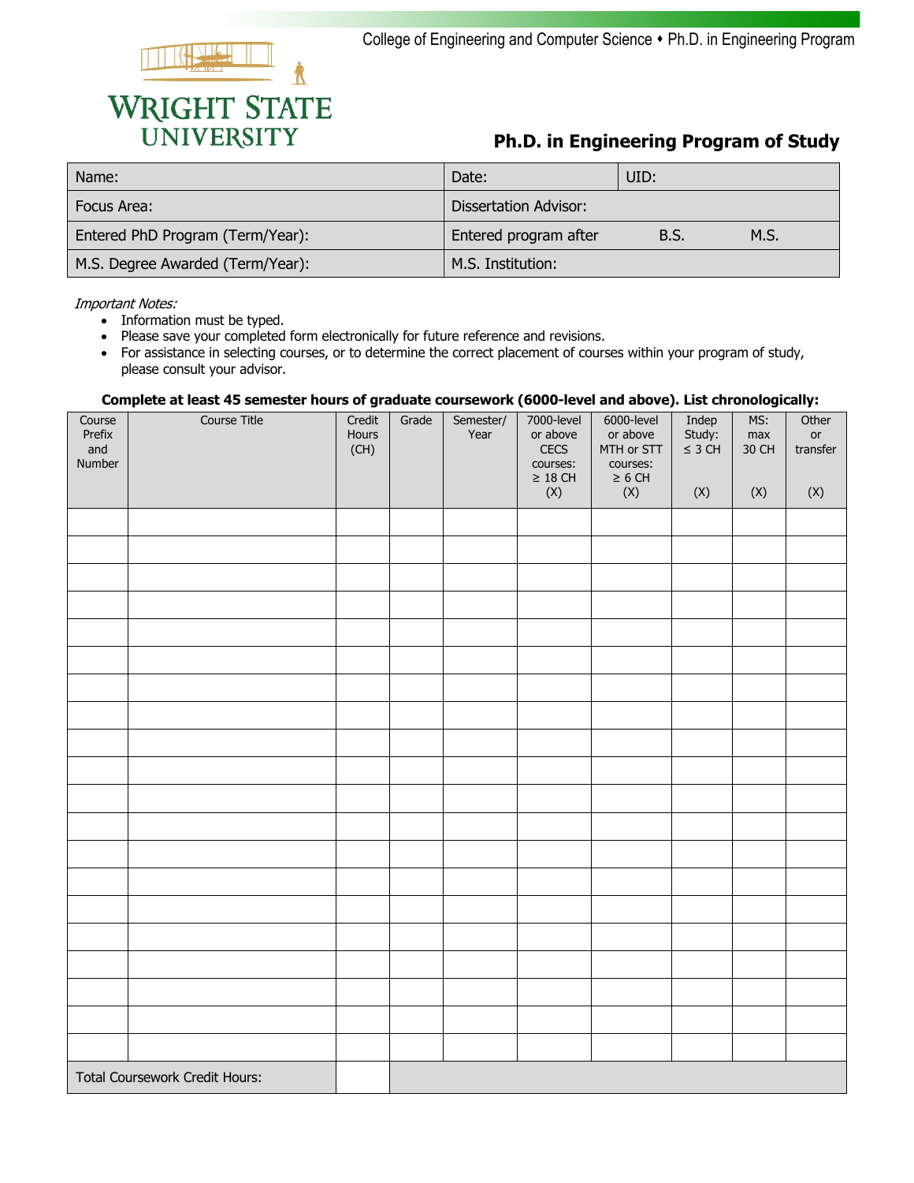College of Engineering and Computer Science ♦ Ph.D. in Engineering Program

WRIGHT STATE UNIVERSITY

## Ph.D. in Engineering Program of Study

| Name: | Date: | UID: |
|---|---|---|
| Focus Area: | Dissertation Advisor: | |
| Entered PhD Program (Term/Year): | Entered program after B.S. M.S. | |
| M.S. Degree Awarded (Term/Year): | M.S. Institution: | |

*Important Notes:*

- Information must be typed.
- Please save your completed form electronically for future reference and revisions.
- For assistance in selecting courses, or to determine the correct placement of courses within your program of study, please consult your advisor.

**Complete at least 45 semester hours of graduate coursework (6000-level and above). List chronologically:**

| Course Prefix and Number | Course Title | Credit Hours (CH) | Grade | Semester/ Year | 7000-level or above CECS courses: ≥ 18 CH (X) | 6000-level or above MTH or STT courses: ≥ 6 CH (X) | Indep Study: ≤ 3 CH (X) | MS: max 30 CH (X) | Other or transfer (X) |
|---|---|---|---|---|---|---|---|---|---|
| | | | | | | | | | |
| | | | | | | | | | |
| | | | | | | | | | |
| | | | | | | | | | |
| | | | | | | | | | |
| | | | | | | | | | |
| | | | | | | | | | |
| | | | | | | | | | |
| | | | | | | | | | |
| | | | | | | | | | |
| | | | | | | | | | |
| | | | | | | | | | |
| | | | | | | | | | |
| | | | | | | | | | |
| | | | | | | | | | |
| | | | | | | | | | |
| | | | | | | | | | |
| | | | | | | | | | |
| | | | | | | | | | |
| | | | | | | | | | |
| Total Coursework Credit Hours: | | | | | | | | | |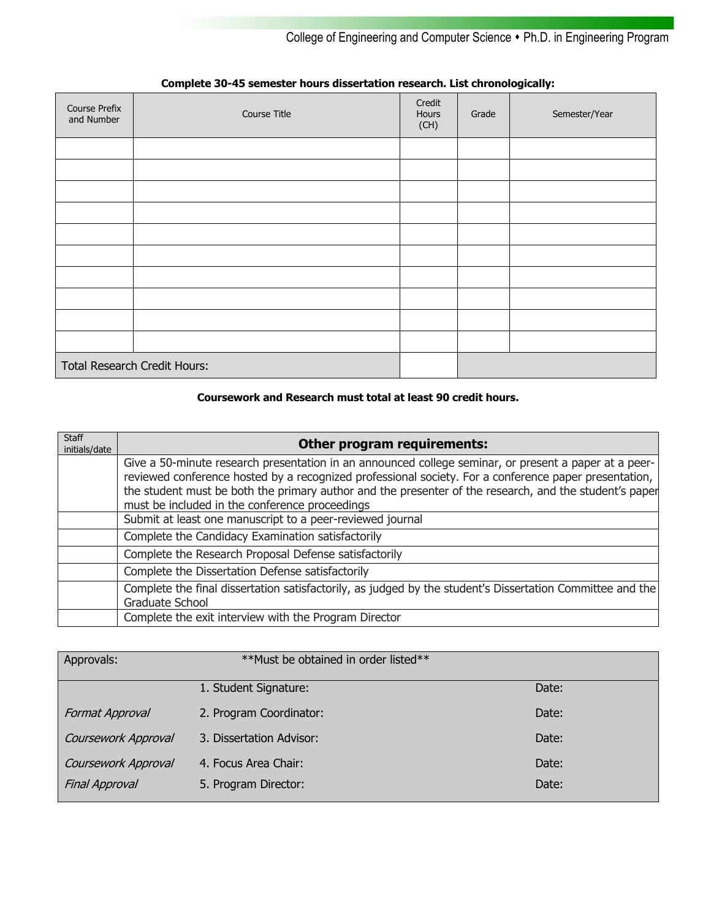**Complete 30-45 semester hours dissertation research. List chronologically:**

| Course Prefix and Number | Course Title | Credit Hours (CH) | Grade | Semester/Year |
|---|---|---|---|---|
| | | | | |
| | | | | |
| | | | | |
| | | | | |
| | | | | |
| | | | | |
| | | | | |
| | | | | |
| | | | | |
| | | | | |
| Total Research Credit Hours: | | | | |

**Coursework and Research must total at least 90 credit hours.**

| Staff initials/date | **Other program requirements:** |
|---|---|
| | Give a 50-minute research presentation in an announced college seminar, or present a paper at a peer-reviewed conference hosted by a recognized professional society. For a conference paper presentation, the student must be both the primary author and the presenter of the research, and the student's paper must be included in the conference proceedings |
| | Submit at least one manuscript to a peer-reviewed journal |
| | Complete the Candidacy Examination satisfactorily |
| | Complete the Research Proposal Defense satisfactorily |
| | Complete the Dissertation Defense satisfactorily |
| | Complete the final dissertation satisfactorily, as judged by the student's Dissertation Committee and the Graduate School |
| | Complete the exit interview with the Program Director |

| Approvals: | **Must be obtained in order listed** | |
|---|---|---|
| | 1. Student Signature: | Date: |
| *Format Approval* | 2. Program Coordinator: | Date: |
| *Coursework Approval* | 3. Dissertation Advisor: | Date: |
| *Coursework Approval* | 4. Focus Area Chair: | Date: |
| *Final Approval* | 5. Program Director: | Date: |